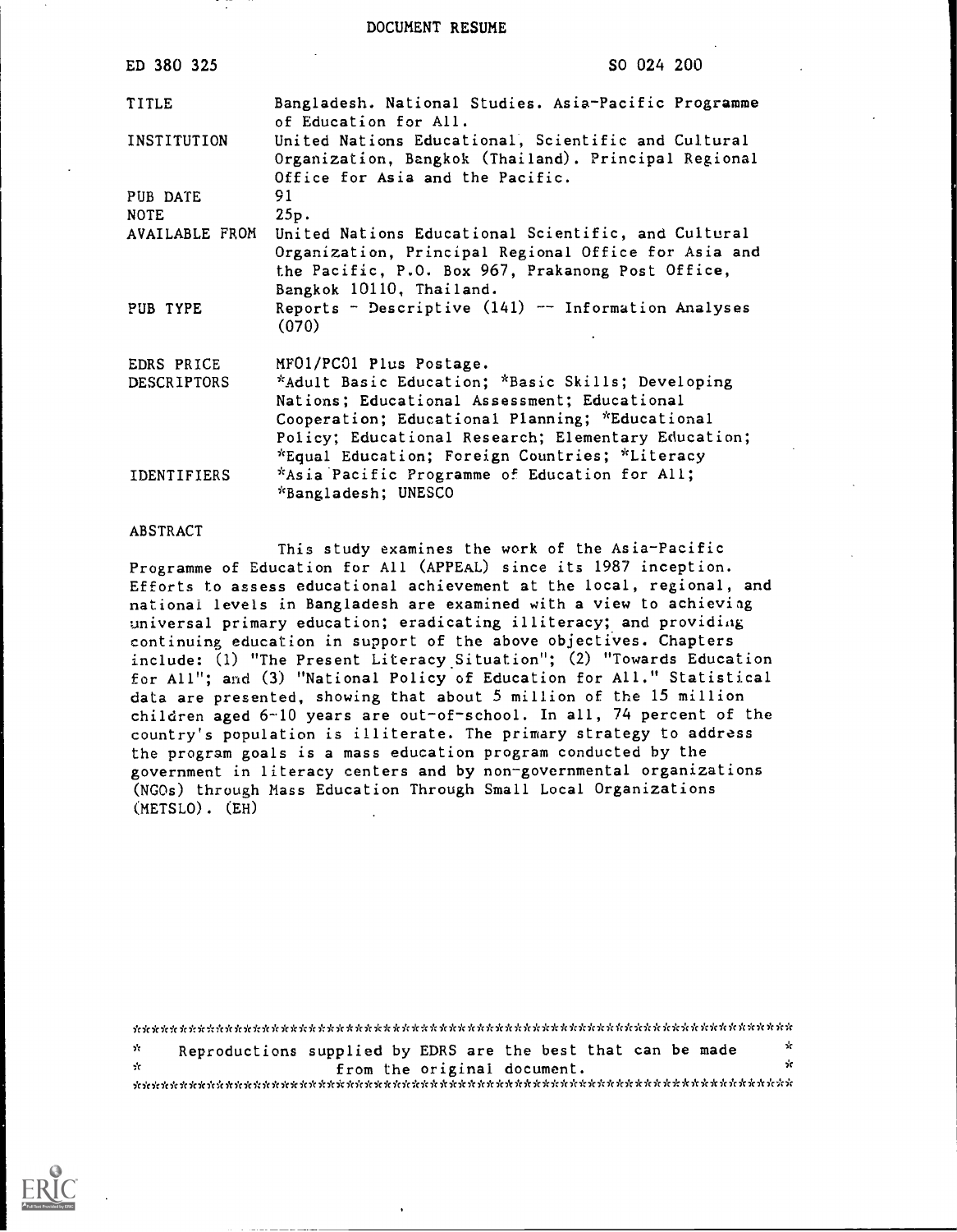DOCUMENT RESUME

| | |
|---|---|
| ED 380 325 | SO 024 200 |
| TITLE | Bangladesh. National Studies. Asia-Pacific Programme of Education for All. |
| INSTITUTION | United Nations Educational, Scientific and Cultural Organization, Bangkok (Thailand). Principal Regional Office for Asia and the Pacific. |
| PUB DATE | 91 |
| NOTE | 25p. |
| AVAILABLE FROM | United Nations Educational Scientific, and Cultural Organization, Principal Regional Office for Asia and the Pacific, P.O. Box 967, Prakanong Post Office, Bangkok 10110, Thailand. |
| PUB TYPE | Reports - Descriptive (141) -- Information Analyses (070) |
| EDRS PRICE | MF01/PC01 Plus Postage. |
| DESCRIPTORS | *Adult Basic Education; *Basic Skills; Developing Nations; Educational Assessment; Educational Cooperation; Educational Planning; *Educational Policy; Educational Research; Elementary Education; *Equal Education; Foreign Countries; *Literacy |
| IDENTIFIERS | *Asia Pacific Programme of Education for All; *Bangladesh; UNESCO |

ABSTRACT

This study examines the work of the Asia-Pacific Programme of Education for All (APPEAL) since its 1987 inception. Efforts to assess educational achievement at the local, regional, and national levels in Bangladesh are examined with a view to achieving universal primary education; eradicating illiteracy; and providing continuing education in support of the above objectives. Chapters include: (1) "The Present Literacy Situation"; (2) "Towards Education for All"; and (3) "National Policy of Education for All." Statistical data are presented, showing that about 5 million of the 15 million children aged 6-10 years are out-of-school. In all, 74 percent of the country's population is illiterate. The primary strategy to address the program goals is a mass education program conducted by the government in literacy centers and by non-governmental organizations (NGOs) through Mass Education Through Small Local Organizations (METSLO). (EH)

***********************************************************************
* Reproductions supplied by EDRS are the best that can be made *
* from the original document. *
***********************************************************************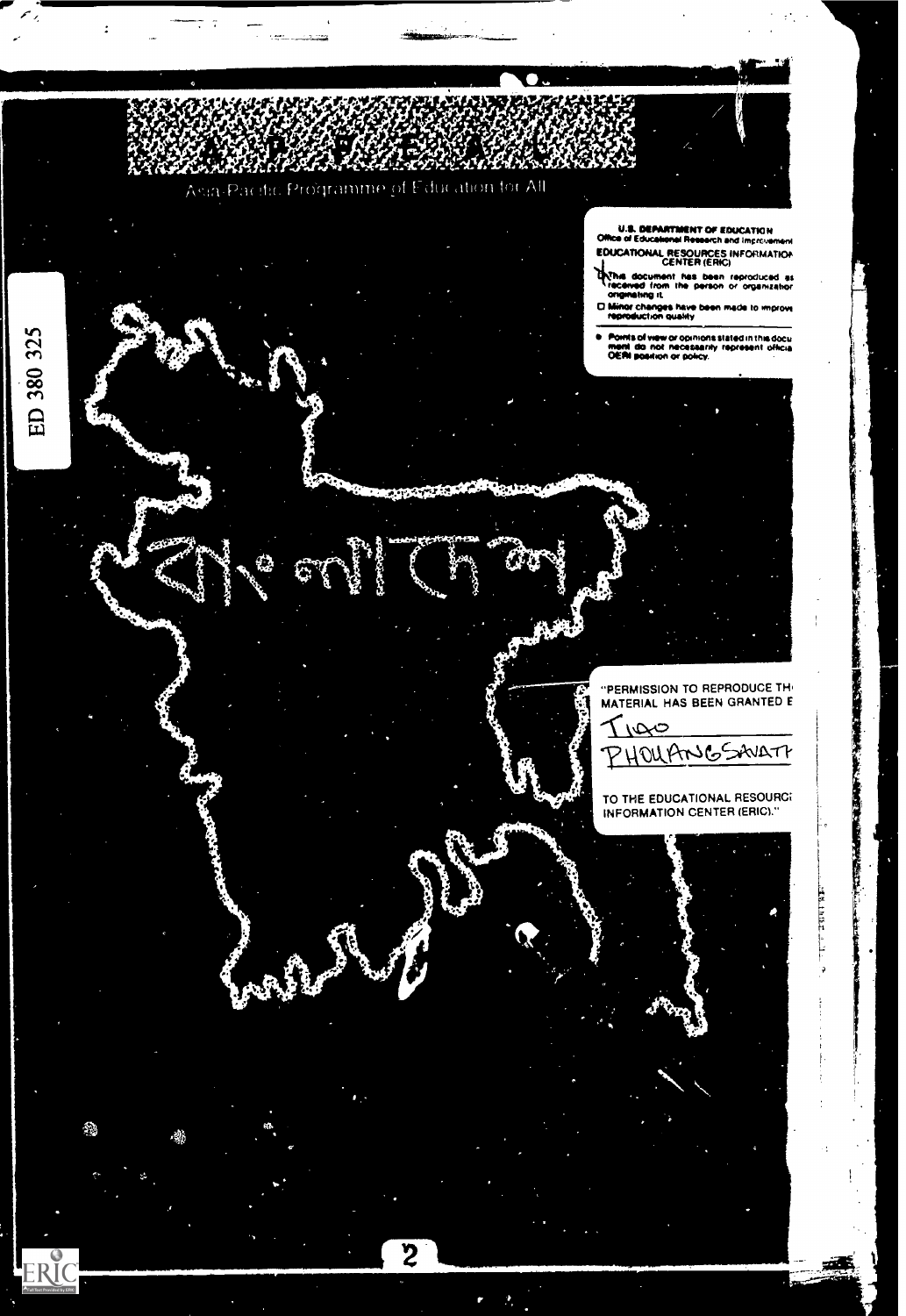# APPEAL

Asia-Pacific Programme of Education for All

U.S. DEPARTMENT OF EDUCATION
Office of Educational Research and Improvement
EDUCATIONAL RESOURCES INFORMATION CENTER (ERIC)

- This document has been reproduced as received from the person or organization originating it.
- Minor changes have been made to improve reproduction quality
- Points of view or opinions stated in this document do not necessarily represent official OERI position or policy.

ED 380 325

বাংলাদেশ

"PERMISSION TO REPRODUCE THIS MATERIAL HAS BEEN GRANTED BY

TIAO PHOUANGSAVATH

TO THE EDUCATIONAL RESOURCES INFORMATION CENTER (ERIC)."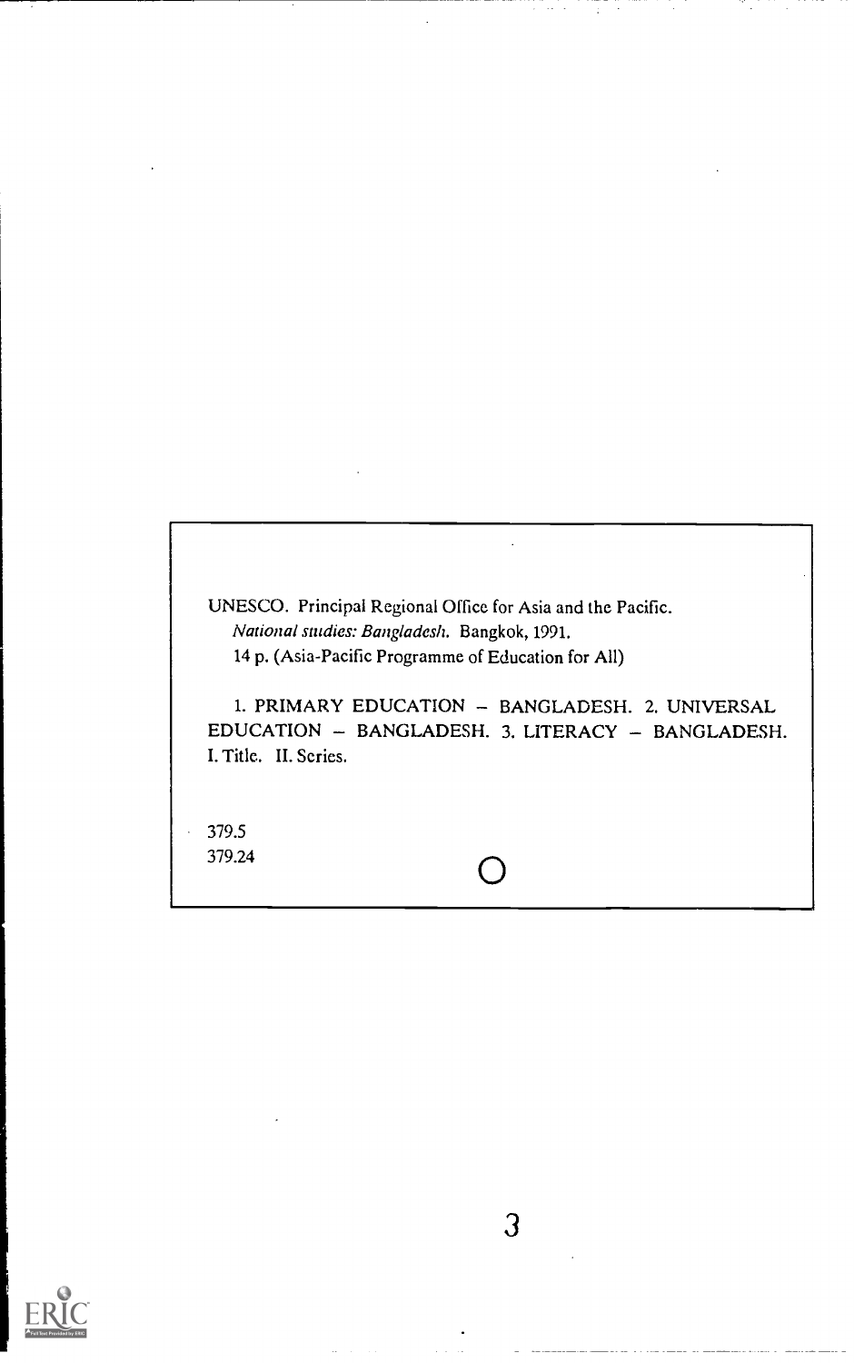UNESCO. Principal Regional Office for Asia and the Pacific.
*National studies: Bangladesh.* Bangkok, 1991.
14 p. (Asia-Pacific Programme of Education for All)

1. PRIMARY EDUCATION – BANGLADESH. 2. UNIVERSAL EDUCATION – BANGLADESH. 3. LITERACY – BANGLADESH. I. Title. II. Series.

379.5
379.24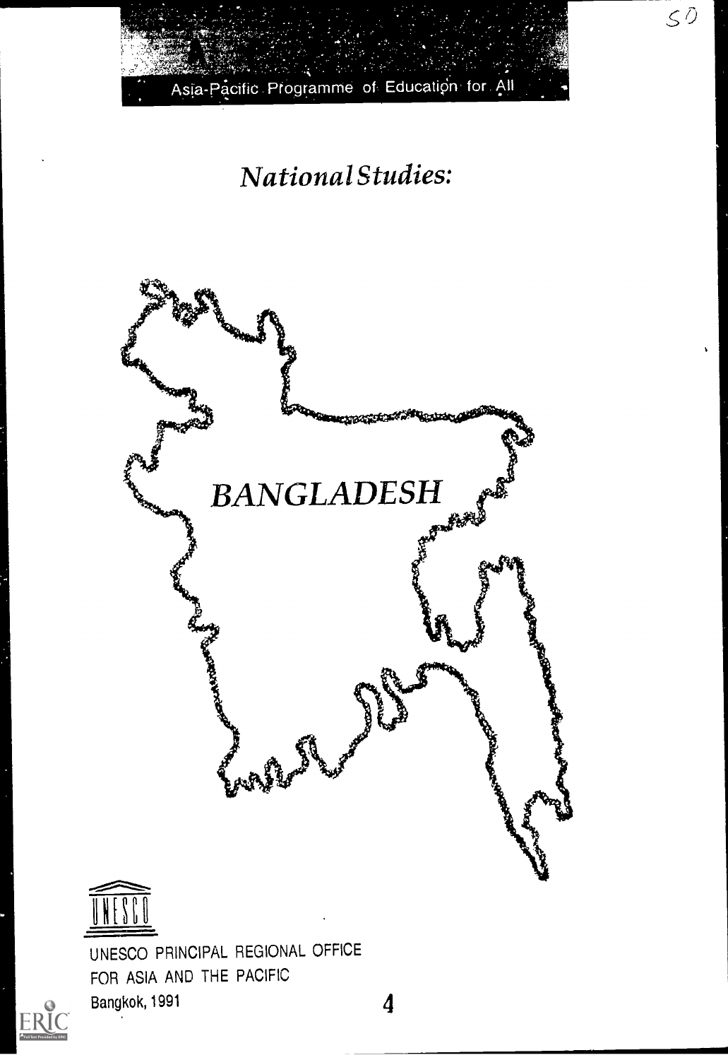Asia-Pacific Programme of Education for All

# *National Studies:*

# *BANGLADESH*

UNESCO PRINCIPAL REGIONAL OFFICE
FOR ASIA AND THE PACIFIC
Bangkok, 1991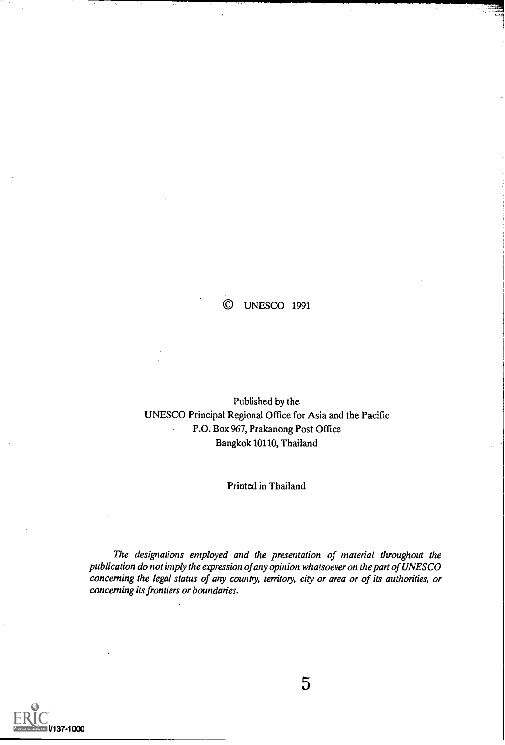© UNESCO 1991

Published by the
UNESCO Principal Regional Office for Asia and the Pacific
P.O. Box 967, Prakanong Post Office
Bangkok 10110, Thailand

Printed in Thailand

*The designations employed and the presentation of material throughout the publication do not imply the expression of any opinion whatsoever on the part of UNESCO concerning the legal status of any country, territory, city or area or of its authorities, or concerning its frontiers or boundaries.*

I/137-1000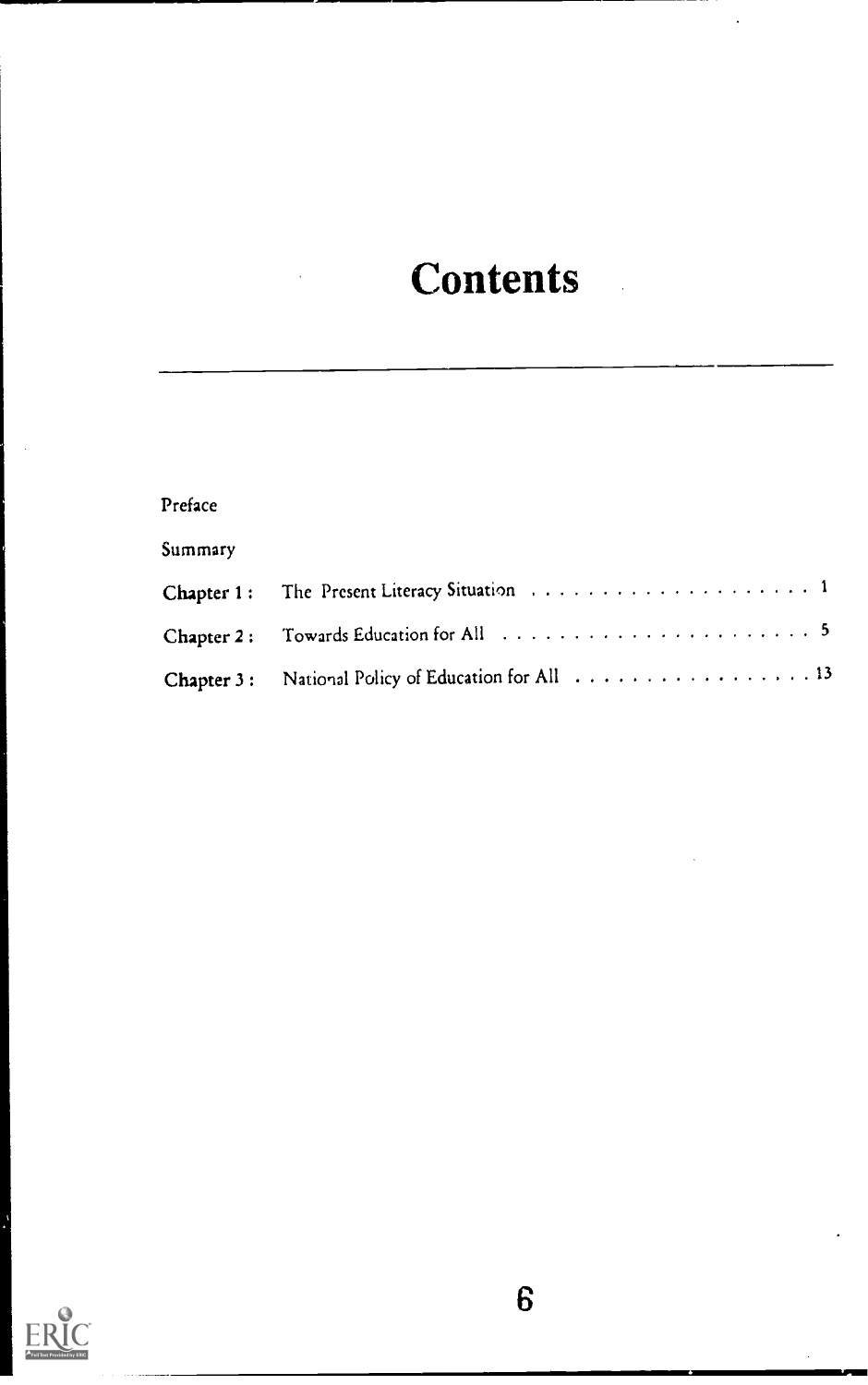# Contents

Preface

Summary

Chapter 1 : The Present Literacy Situation . . . . . . . . . . . . . . . . . . . . 1

Chapter 2 : Towards Education for All . . . . . . . . . . . . . . . . . . . . . . 5

Chapter 3 : National Policy of Education for All . . . . . . . . . . . . . . . . . 13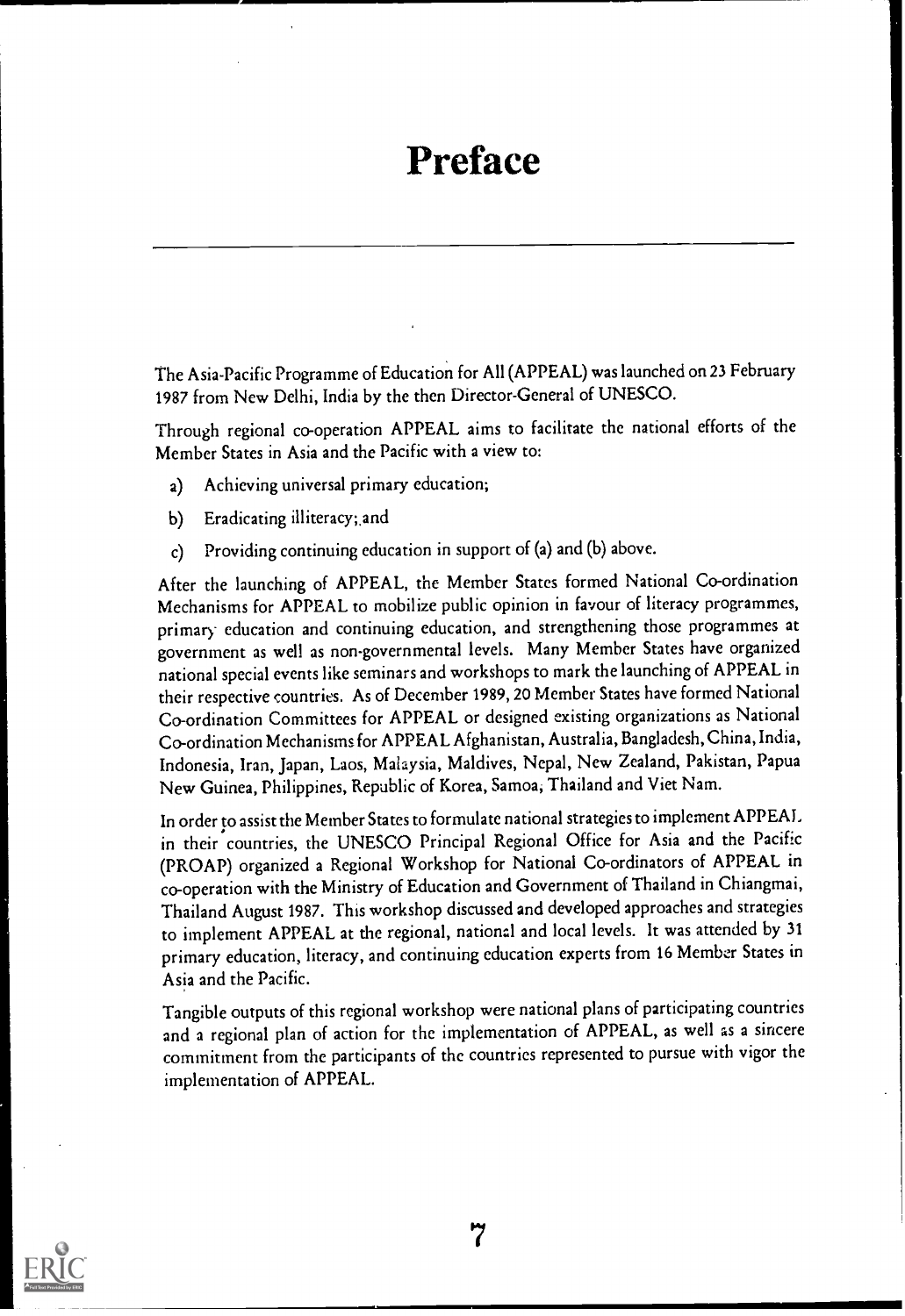# Preface

The Asia-Pacific Programme of Education for All (APPEAL) was launched on 23 February 1987 from New Delhi, India by the then Director-General of UNESCO.

Through regional co-operation APPEAL aims to facilitate the national efforts of the Member States in Asia and the Pacific with a view to:

a) Achieving universal primary education;

b) Eradicating illiteracy; and

c) Providing continuing education in support of (a) and (b) above.

After the launching of APPEAL, the Member States formed National Co-ordination Mechanisms for APPEAL to mobilize public opinion in favour of literacy programmes, primary education and continuing education, and strengthening those programmes at government as well as non-governmental levels. Many Member States have organized national special events like seminars and workshops to mark the launching of APPEAL in their respective countries. As of December 1989, 20 Member States have formed National Co-ordination Committees for APPEAL or designed existing organizations as National Co-ordination Mechanisms for APPEAL Afghanistan, Australia, Bangladesh, China, India, Indonesia, Iran, Japan, Laos, Malaysia, Maldives, Nepal, New Zealand, Pakistan, Papua New Guinea, Philippines, Republic of Korea, Samoa, Thailand and Viet Nam.

In order to assist the Member States to formulate national strategies to implement APPEAL in their countries, the UNESCO Principal Regional Office for Asia and the Pacific (PROAP) organized a Regional Workshop for National Co-ordinators of APPEAL in co-operation with the Ministry of Education and Government of Thailand in Chiangmai, Thailand August 1987. This workshop discussed and developed approaches and strategies to implement APPEAL at the regional, national and local levels. It was attended by 31 primary education, literacy, and continuing education experts from 16 Member States in Asia and the Pacific.

Tangible outputs of this regional workshop were national plans of participating countries and a regional plan of action for the implementation of APPEAL, as well as a sincere commitment from the participants of the countries represented to pursue with vigor the implementation of APPEAL.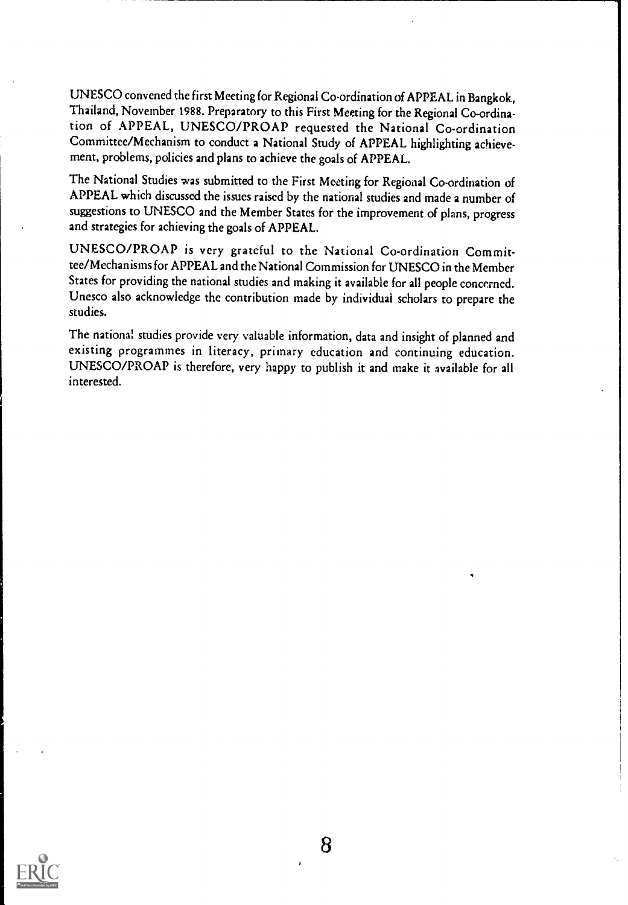UNESCO convened the first Meeting for Regional Co-ordination of APPEAL in Bangkok, Thailand, November 1988. Preparatory to this First Meeting for the Regional Co-ordination of APPEAL, UNESCO/PROAP requested the National Co-ordination Committee/Mechanism to conduct a National Study of APPEAL highlighting achievement, problems, policies and plans to achieve the goals of APPEAL.

The National Studies was submitted to the First Meeting for Regional Co-ordination of APPEAL which discussed the issues raised by the national studies and made a number of suggestions to UNESCO and the Member States for the improvement of plans, progress and strategies for achieving the goals of APPEAL.

UNESCO/PROAP is very grateful to the National Co-ordination Committee/Mechanisms for APPEAL and the National Commission for UNESCO in the Member States for providing the national studies and making it available for all people concerned. Unesco also acknowledge the contribution made by individual scholars to prepare the studies.

The national studies provide very valuable information, data and insight of planned and existing programmes in literacy, primary education and continuing education. UNESCO/PROAP is therefore, very happy to publish it and make it available for all interested.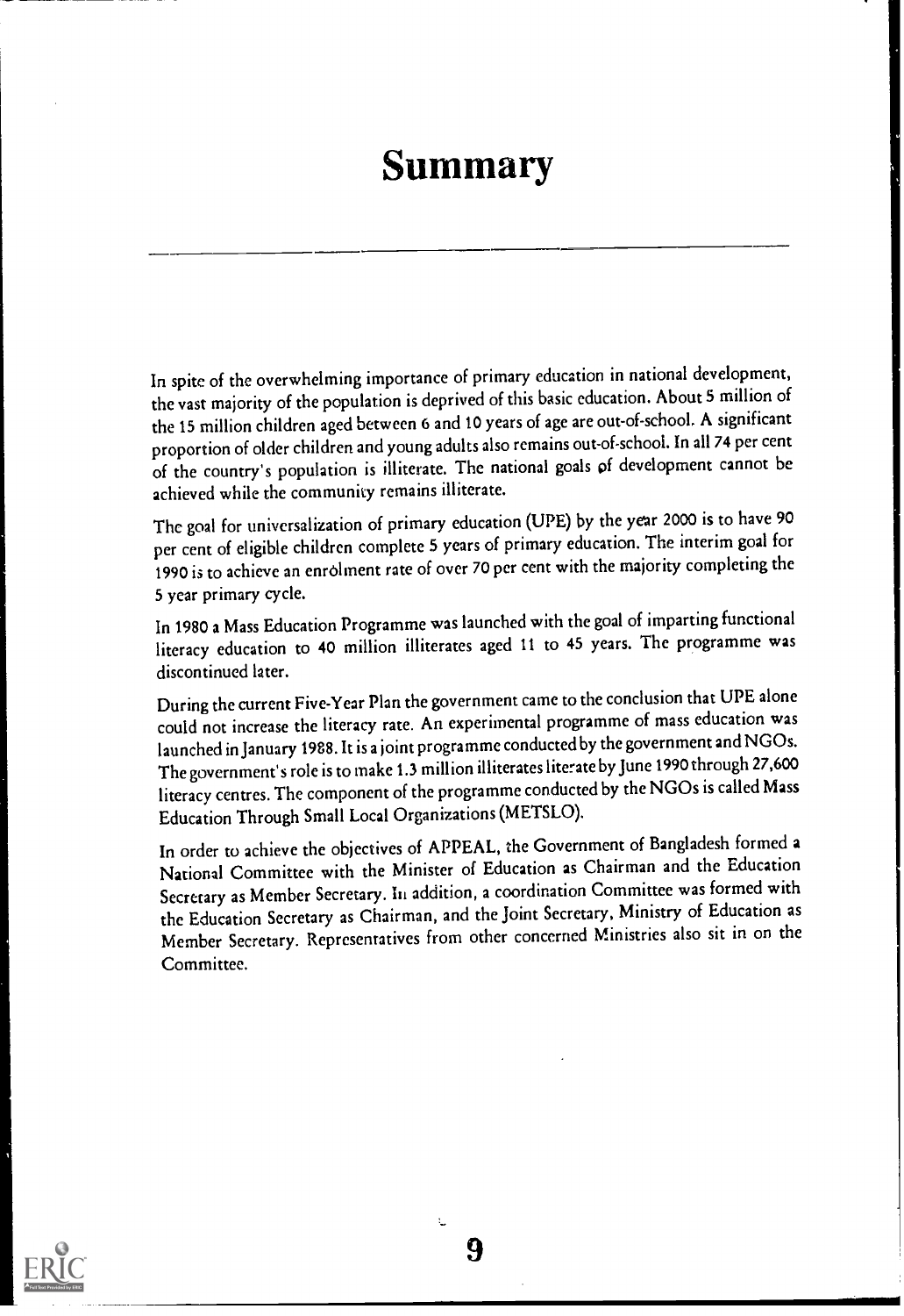# Summary

In spite of the overwhelming importance of primary education in national development, the vast majority of the population is deprived of this basic education. About 5 million of the 15 million children aged between 6 and 10 years of age are out-of-school. A significant proportion of older children and young adults also remains out-of-school. In all 74 per cent of the country's population is illiterate. The national goals of development cannot be achieved while the community remains illiterate.

The goal for universalization of primary education (UPE) by the year 2000 is to have 90 per cent of eligible children complete 5 years of primary education. The interim goal for 1990 is to achieve an enrolment rate of over 70 per cent with the majority completing the 5 year primary cycle.

In 1980 a Mass Education Programme was launched with the goal of imparting functional literacy education to 40 million illiterates aged 11 to 45 years. The programme was discontinued later.

During the current Five-Year Plan the government came to the conclusion that UPE alone could not increase the literacy rate. An experimental programme of mass education was launched in January 1988. It is a joint programme conducted by the government and NGOs. The government's role is to make 1.3 million illiterates literate by June 1990 through 27,600 literacy centres. The component of the programme conducted by the NGOs is called Mass Education Through Small Local Organizations (METSLO).

In order to achieve the objectives of APPEAL, the Government of Bangladesh formed a National Committee with the Minister of Education as Chairman and the Education Secretary as Member Secretary. In addition, a coordination Committee was formed with the Education Secretary as Chairman, and the Joint Secretary, Ministry of Education as Member Secretary. Representatives from other concerned Ministries also sit in on the Committee.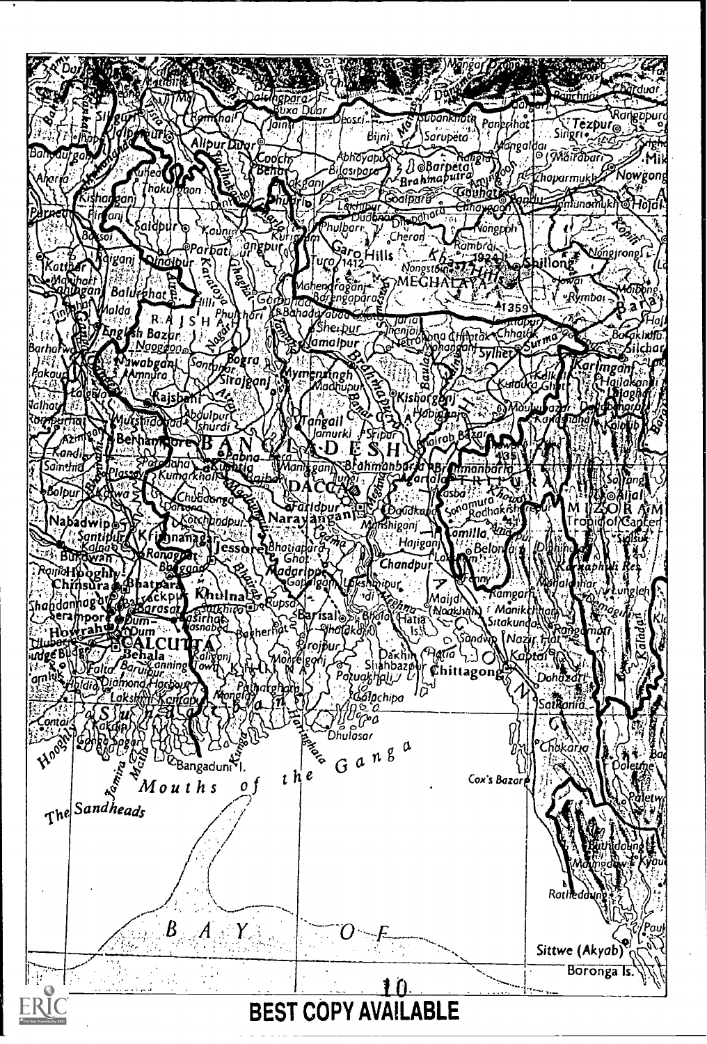BEST COPY AVAILABLE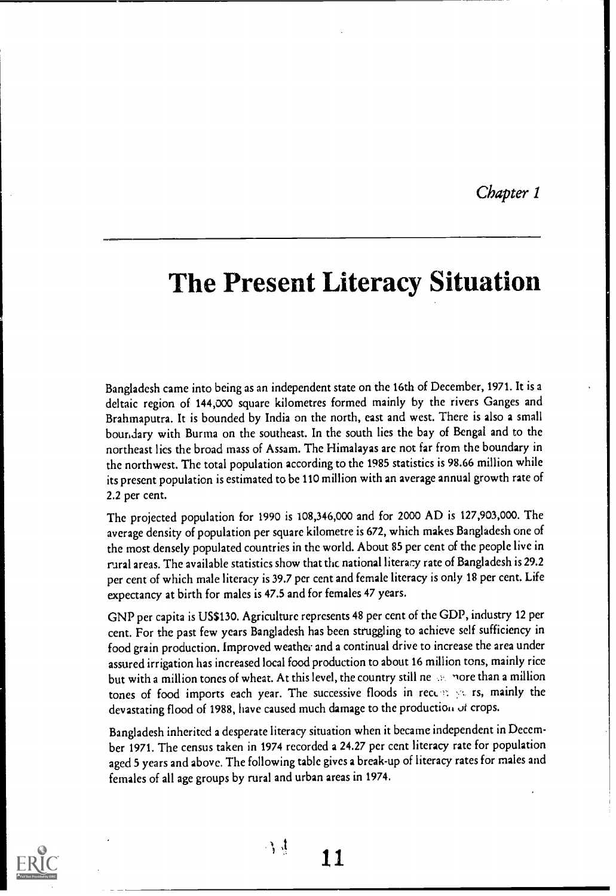*Chapter 1*

# The Present Literacy Situation

Bangladesh came into being as an independent state on the 16th of December, 1971. It is a deltaic region of 144,000 square kilometres formed mainly by the rivers Ganges and Brahmaputra. It is bounded by India on the north, east and west. There is also a small boundary with Burma on the southeast. In the south lies the bay of Bengal and to the northeast lies the broad mass of Assam. The Himalayas are not far from the boundary in the northwest. The total population according to the 1985 statistics is 98.66 million while its present population is estimated to be 110 million with an average annual growth rate of 2.2 per cent.

The projected population for 1990 is 108,346,000 and for 2000 AD is 127,903,000. The average density of population per square kilometre is 672, which makes Bangladesh one of the most densely populated countries in the world. About 85 per cent of the people live in rural areas. The available statistics show that the national literacy rate of Bangladesh is 29.2 per cent of which male literacy is 39.7 per cent and female literacy is only 18 per cent. Life expectancy at birth for males is 47.5 and for females 47 years.

GNP per capita is US$130. Agriculture represents 48 per cent of the GDP, industry 12 per cent. For the past few years Bangladesh has been struggling to achieve self sufficiency in food grain production. Improved weather and a continual drive to increase the area under assured irrigation has increased local food production to about 16 million tons, mainly rice but with a million tones of wheat. At this level, the country still needs more than a million tones of food imports each year. The successive floods in recent years, mainly the devastating flood of 1988, have caused much damage to the production of crops.

Bangladesh inherited a desperate literacy situation when it became independent in December 1971. The census taken in 1974 recorded a 24.27 per cent literacy rate for population aged 5 years and above. The following table gives a break-up of literacy rates for males and females of all age groups by rural and urban areas in 1974.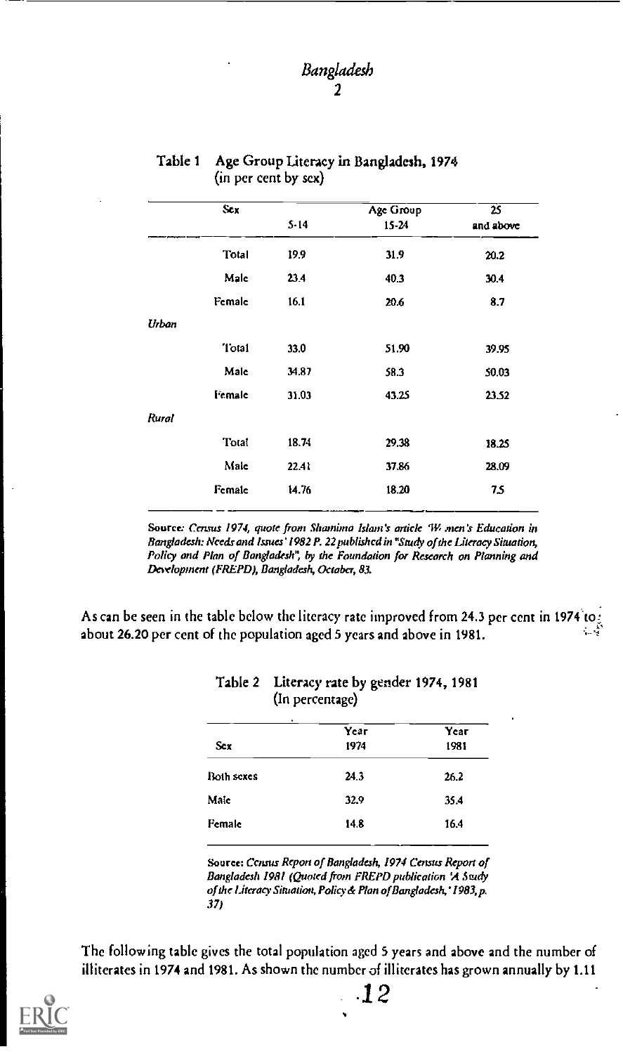Table 1 Age Group Literacy in Bangladesh, 1974 (in per cent by sex)

| | Sex | Age Group 5-14 | 15-24 | 25 and above |
|---|---|---|---|---|
| | Total | 19.9 | 31.9 | 20.2 |
| | Male | 23.4 | 40.3 | 30.4 |
| | Female | 16.1 | 20.6 | 8.7 |
| *Urban* | | | | |
| | Total | 33.0 | 51.90 | 39.95 |
| | Male | 34.87 | 58.3 | 50.03 |
| | Female | 31.03 | 43.25 | 23.52 |
| *Rural* | | | | |
| | Total | 18.74 | 29.38 | 18.25 |
| | Male | 22.41 | 37.86 | 28.09 |
| | Female | 14.76 | 18.20 | 7.5 |

Source: *Census 1974, quote from Shamima Islam's article 'Women's Education in Bangladesh: Needs and Issues' 1982 P. 22 published in "Study of the Literacy Situation, Policy and Plan of Bangladesh", by the Foundation for Research on Planning and Development (FREPD), Bangladesh, October, 83.*

As can be seen in the table below the literacy rate improved from 24.3 per cent in 1974 to about 26.20 per cent of the population aged 5 years and above in 1981.

Table 2 Literacy rate by gender 1974, 1981 (In percentage)

| Sex | Year 1974 | Year 1981 |
|---|---|---|
| Both sexes | 24.3 | 26.2 |
| Male | 32.9 | 35.4 |
| Female | 14.8 | 16.4 |

Source: *Census Report of Bangladesh, 1974 Census Report of Bangladesh 1981 (Quoted from FREPD publication 'A Study of the Literacy Situation, Policy & Plan of Bangladesh,' 1983, p. 37)*

The following table gives the total population aged 5 years and above and the number of illiterates in 1974 and 1981. As shown the number of illiterates has grown annually by 1.11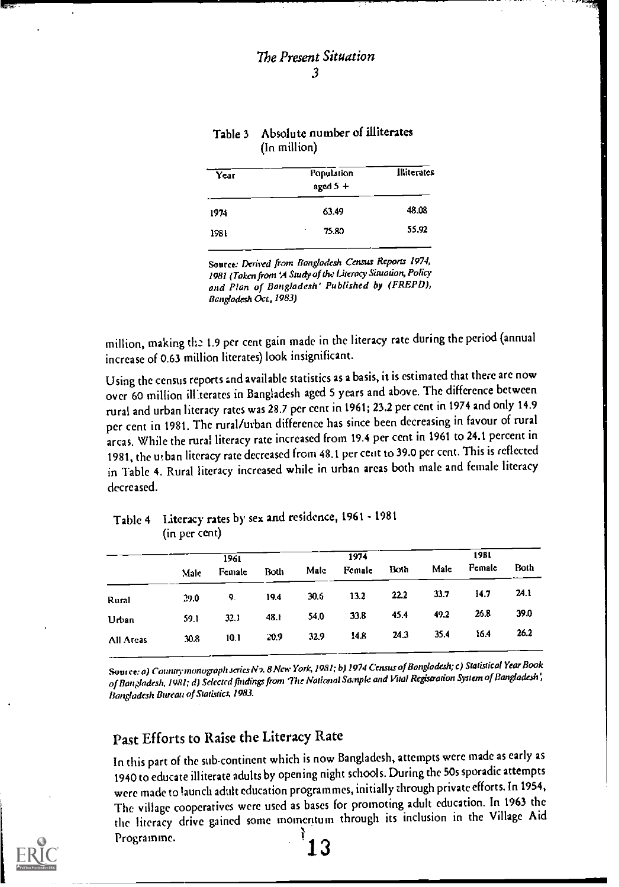Table 3 Absolute number of illiterates (In million)

| Year | Population aged 5 + | Illiterates |
|---|---|---|
| 1974 | 63.49 | 48.08 |
| 1981 | 75.80 | 55.92 |

*Source: Derived from Bangladesh Census Reports 1974, 1981 (Taken from 'A Study of the Literacy Situation, Policy and Plan of Bangladesh' Published by (FREPD), Bangladesh Oct., 1983)*

million, making the 1.9 per cent gain made in the literacy rate during the period (annual increase of 0.63 million literates) look insignificant.

Using the census reports and available statistics as a basis, it is estimated that there are now over 60 million illiterates in Bangladesh aged 5 years and above. The difference between rural and urban literacy rates was 28.7 per cent in 1961; 23.2 per cent in 1974 and only 14.9 per cent in 1981. The rural/urban difference has since been decreasing in favour of rural areas. While the rural literacy rate increased from 19.4 per cent in 1961 to 24.1 percent in 1981, the urban literacy rate decreased from 48.1 per cent to 39.0 per cent. This is reflected in Table 4. Rural literacy increased while in urban areas both male and female literacy decreased.

Table 4 Literacy rates by sex and residence, 1961 - 1981 (in per cent)

| | 1961 | | | 1974 | | | 1981 | | |
|---|---|---|---|---|---|---|---|---|---|
| | Male | Female | Both | Male | Female | Both | Male | Female | Both |
| Rural | 29.0 | 9. | 19.4 | 30.6 | 13.2 | 22.2 | 33.7 | 14.7 | 24.1 |
| Urban | 59.1 | 32.1 | 48.1 | 54.0 | 33.8 | 45.4 | 49.2 | 26.8 | 39.0 |
| All Areas | 30.8 | 10.1 | 20.9 | 32.9 | 14.8 | 24.3 | 35.4 | 16.4 | 26.2 |

*Source: a) Country monograph series No. 8 New York, 1981; b) 1974 Census of Bangladesh; c) Statistical Year Book of Bangladesh, 1981; d) Selected findings from 'The National Sample and Vital Registration System of Bangladesh', Bangladesh Bureau of Statistics, 1983.*

## Past Efforts to Raise the Literacy Rate

In this part of the sub-continent which is now Bangladesh, attempts were made as early as 1940 to educate illiterate adults by opening night schools. During the 50s sporadic attempts were made to launch adult education programmes, initially through private efforts. In 1954, The village cooperatives were used as bases for promoting adult education. In 1963 the the literacy drive gained some momentum through its inclusion in the Village Aid Programme.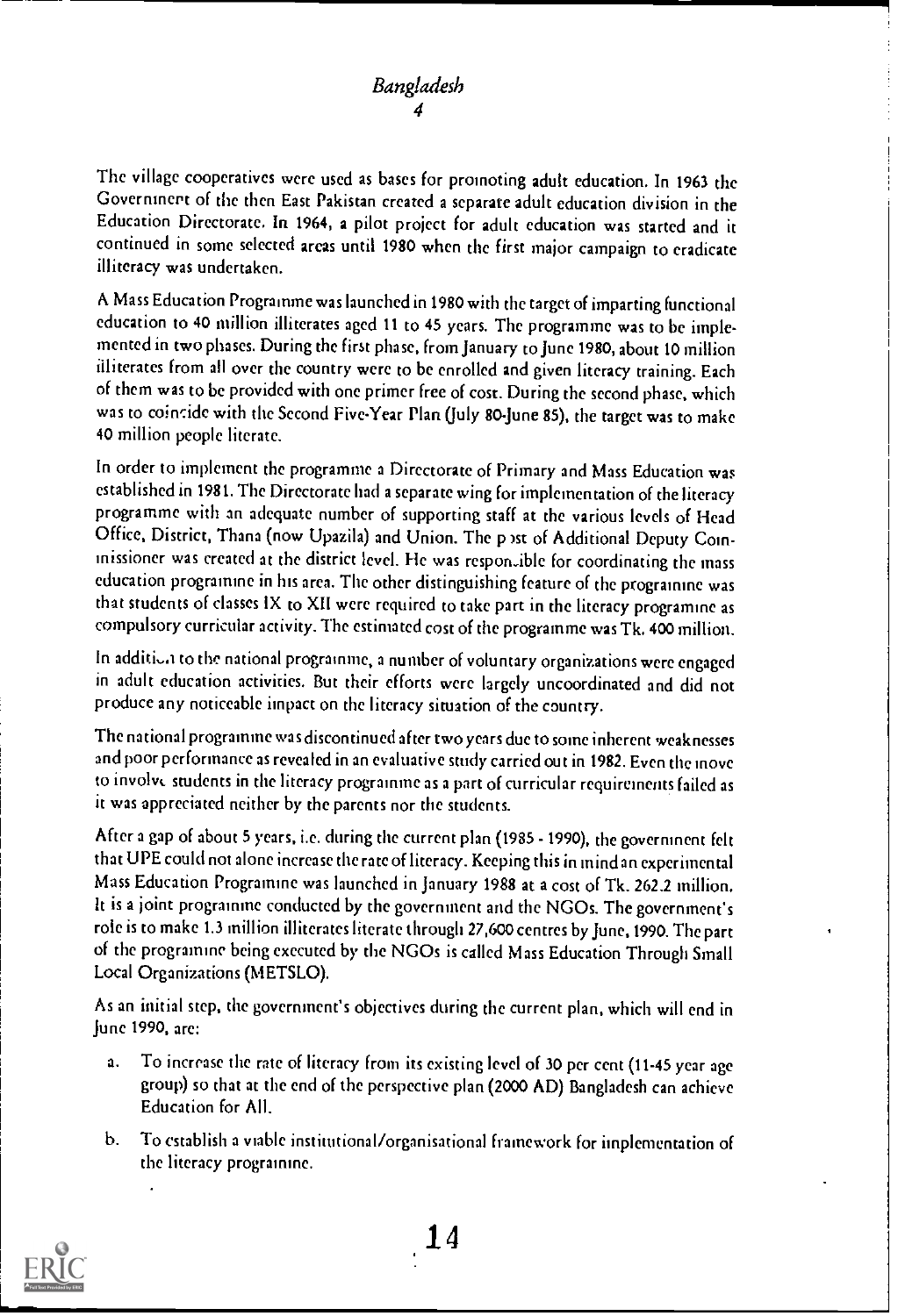The village cooperatives were used as bases for promoting adult education. In 1963 the Government of the then East Pakistan created a separate adult education division in the Education Directorate. In 1964, a pilot project for adult education was started and it continued in some selected areas until 1980 when the first major campaign to eradicate illiteracy was undertaken.

A Mass Education Programme was launched in 1980 with the target of imparting functional education to 40 million illiterates aged 11 to 45 years. The programme was to be implemented in two phases. During the first phase, from January to June 1980, about 10 million illiterates from all over the country were to be enrolled and given literacy training. Each of them was to be provided with one primer free of cost. During the second phase, which was to coincide with the Second Five-Year Plan (July 80-June 85), the target was to make 40 million people literate.

In order to implement the programme a Directorate of Primary and Mass Education was established in 1981. The Directorate had a separate wing for implementation of the literacy programme with an adequate number of supporting staff at the various levels of Head Office, District, Thana (now Upazila) and Union. The post of Additional Deputy Commissioner was created at the district level. He was responsible for coordinating the mass education programme in his area. The other distinguishing feature of the programme was that students of classes IX to XII were required to take part in the literacy programme as compulsory curricular activity. The estimated cost of the programme was Tk. 400 million.

In addition to the national programme, a number of voluntary organizations were engaged in adult education activities. But their efforts were largely uncoordinated and did not produce any noticeable impact on the literacy situation of the country.

The national programme was discontinued after two years due to some inherent weaknesses and poor performance as revealed in an evaluative study carried out in 1982. Even the move to involve students in the literacy programme as a part of curricular requirements failed as it was appreciated neither by the parents nor the students.

After a gap of about 5 years, i.e. during the current plan (1985 - 1990), the government felt that UPE could not alone increase the rate of literacy. Keeping this in mind an experimental Mass Education Programme was launched in January 1988 at a cost of Tk. 262.2 million. It is a joint programme conducted by the government and the NGOs. The government's role is to make 1.3 million illiterates literate through 27,600 centres by June, 1990. The part of the programme being executed by the NGOs is called Mass Education Through Small Local Organizations (METSLO).

As an initial step, the government's objectives during the current plan, which will end in June 1990, are:

a. To increase the rate of literacy from its existing level of 30 per cent (11-45 year age group) so that at the end of the perspective plan (2000 AD) Bangladesh can achieve Education for All.

b. To establish a viable institutional/organisational framework for implementation of the literacy programme.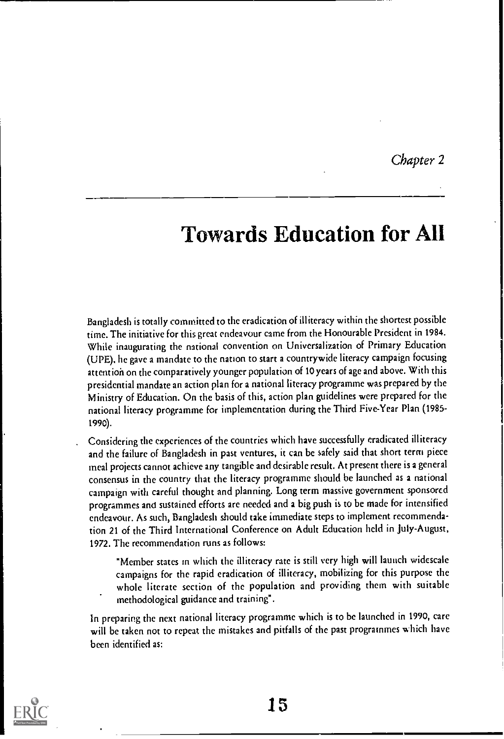*Chapter 2*

# Towards Education for All

Bangladesh is totally committed to the eradication of illiteracy within the shortest possible time. The initiative for this great endeavour came from the Honourable President in 1984. While inaugurating the national convention on Universalization of Primary Education (UPE), he gave a mandate to the nation to start a countrywide literacy campaign focusing attention on the comparatively younger population of 10 years of age and above. With this presidential mandate an action plan for a national literacy programme was prepared by the Ministry of Education. On the basis of this, action plan guidelines were prepared for the national literacy programme for implementation during the Third Five-Year Plan (1985-1990).

Considering the experiences of the countries which have successfully eradicated illiteracy and the failure of Bangladesh in past ventures, it can be safely said that short term piece meal projects cannot achieve any tangible and desirable result. At present there is a general consensus in the country that the literacy programme should be launched as a national campaign with careful thought and planning. Long term massive government sponsored programmes and sustained efforts are needed and a big push is to be made for intensified endeavour. As such, Bangladesh should take immediate steps to implement recommendation 21 of the Third International Conference on Adult Education held in July-August, 1972. The recommendation runs as follows:

> "Member states in which the illiteracy rate is still very high will launch widescale campaigns for the rapid eradication of illiteracy, mobilizing for this purpose the whole literate section of the population and providing them with suitable methodological guidance and training".

In preparing the next national literacy programme which is to be launched in 1990, care will be taken not to repeat the mistakes and pitfalls of the past programmes which have been identified as: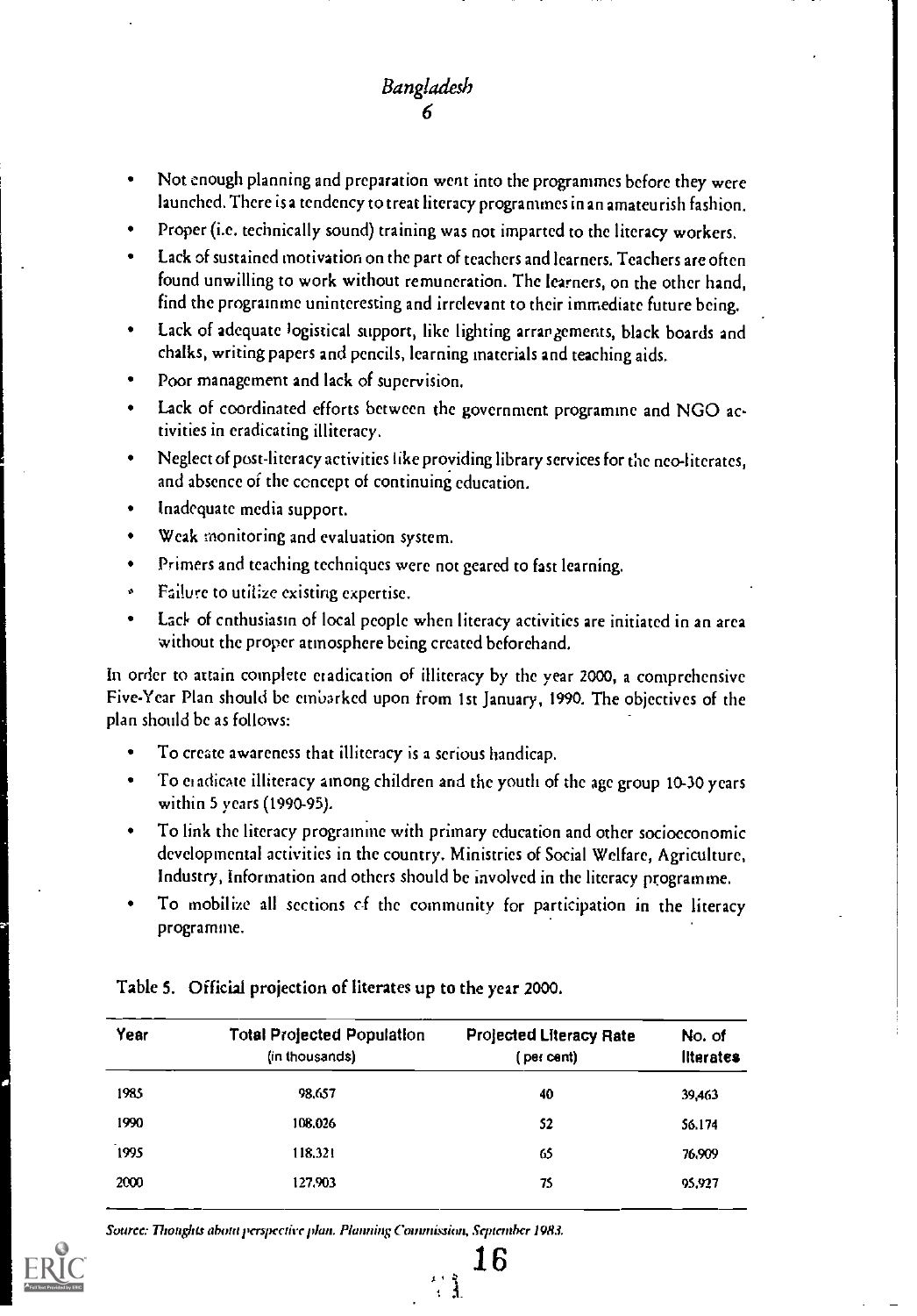- Not enough planning and preparation went into the programmes before they were launched. There is a tendency to treat literacy programmes in an amateurish fashion.
- Proper (i.e. technically sound) training was not imparted to the literacy workers.
- Lack of sustained motivation on the part of teachers and learners. Teachers are often found unwilling to work without remuneration. The learners, on the other hand, find the programme uninteresting and irrelevant to their immediate future being.
- Lack of adequate logistical support, like lighting arrangements, black boards and chalks, writing papers and pencils, learning materials and teaching aids.
- Poor management and lack of supervision.
- Lack of coordinated efforts between the government programme and NGO activities in eradicating illiteracy.
- Neglect of post-literacy activities like providing library services for the neo-literates, and absence of the concept of continuing education.
- Inadequate media support.
- Weak monitoring and evaluation system.
- Primers and teaching techniques were not geared to fast learning.
- Failure to utilize existing expertise.
- Lack of enthusiasm of local people when literacy activities are initiated in an area without the proper atmosphere being created beforehand.

In order to attain complete eradication of illiteracy by the year 2000, a comprehensive Five-Year Plan should be embarked upon from 1st January, 1990. The objectives of the plan should be as follows:

- To create awareness that illiteracy is a serious handicap.
- To eradicate illiteracy among children and the youth of the age group 10-30 years within 5 years (1990-95).
- To link the literacy programme with primary education and other socioeconomic developmental activities in the country. Ministries of Social Welfare, Agriculture, Industry, Information and others should be involved in the literacy programme.
- To mobilize all sections of the community for participation in the literacy programme.

Table 5. Official projection of literates up to the year 2000.

| Year | Total Projected Population (in thousands) | Projected Literacy Rate (per cent) | No. of literates |
|---|---|---|---|
| 1985 | 98,657 | 40 | 39,463 |
| 1990 | 108,026 | 52 | 56,174 |
| 1995 | 118,321 | 65 | 76,909 |
| 2000 | 127,903 | 75 | 95,927 |

*Source: Thoughts about perspective plan. Planning Commission, September 1983.*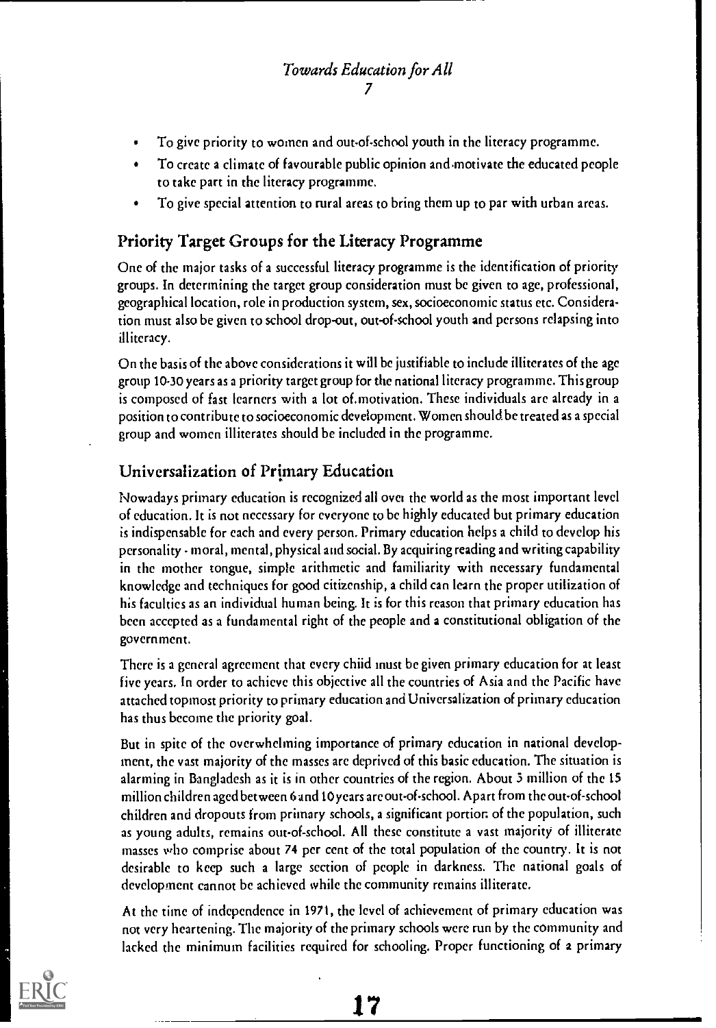- To give priority to women and out-of-school youth in the literacy programme.
- To create a climate of favourable public opinion and motivate the educated people to take part in the literacy programme.
- To give special attention to rural areas to bring them up to par with urban areas.

## Priority Target Groups for the Literacy Programme

One of the major tasks of a successful literacy programme is the identification of priority groups. In determining the target group consideration must be given to age, professional, geographical location, role in production system, sex, socioeconomic status etc. Consideration must also be given to school drop-out, out-of-school youth and persons relapsing into illiteracy.

On the basis of the above considerations it will be justifiable to include illiterates of the age group 10-30 years as a priority target group for the national literacy programme. This group is composed of fast learners with a lot of motivation. These individuals are already in a position to contribute to socioeconomic development. Women should be treated as a special group and women illiterates should be included in the programme.

## Universalization of Primary Education

Nowadays primary education is recognized all over the world as the most important level of education. It is not necessary for everyone to be highly educated but primary education is indispensable for each and every person. Primary education helps a child to develop his personality - moral, mental, physical and social. By acquiring reading and writing capability in the mother tongue, simple arithmetic and familiarity with necessary fundamental knowledge and techniques for good citizenship, a child can learn the proper utilization of his faculties as an individual human being. It is for this reason that primary education has been accepted as a fundamental right of the people and a constitutional obligation of the government.

There is a general agreement that every child must be given primary education for at least five years. In order to achieve this objective all the countries of Asia and the Pacific have attached topmost priority to primary education and Universalization of primary education has thus become the priority goal.

But in spite of the overwhelming importance of primary education in national development, the vast majority of the masses are deprived of this basic education. The situation is alarming in Bangladesh as it is in other countries of the region. About 5 million of the 15 million children aged between 6 and 10 years are out-of-school. Apart from the out-of-school children and dropouts from primary schools, a significant portion of the population, such as young adults, remains out-of-school. All these constitute a vast majority of illiterate masses who comprise about 74 per cent of the total population of the country. It is not desirable to keep such a large section of people in darkness. The national goals of development cannot be achieved while the community remains illiterate.

At the time of independence in 1971, the level of achievement of primary education was not very heartening. The majority of the primary schools were run by the community and lacked the minimum facilities required for schooling. Proper functioning of a primary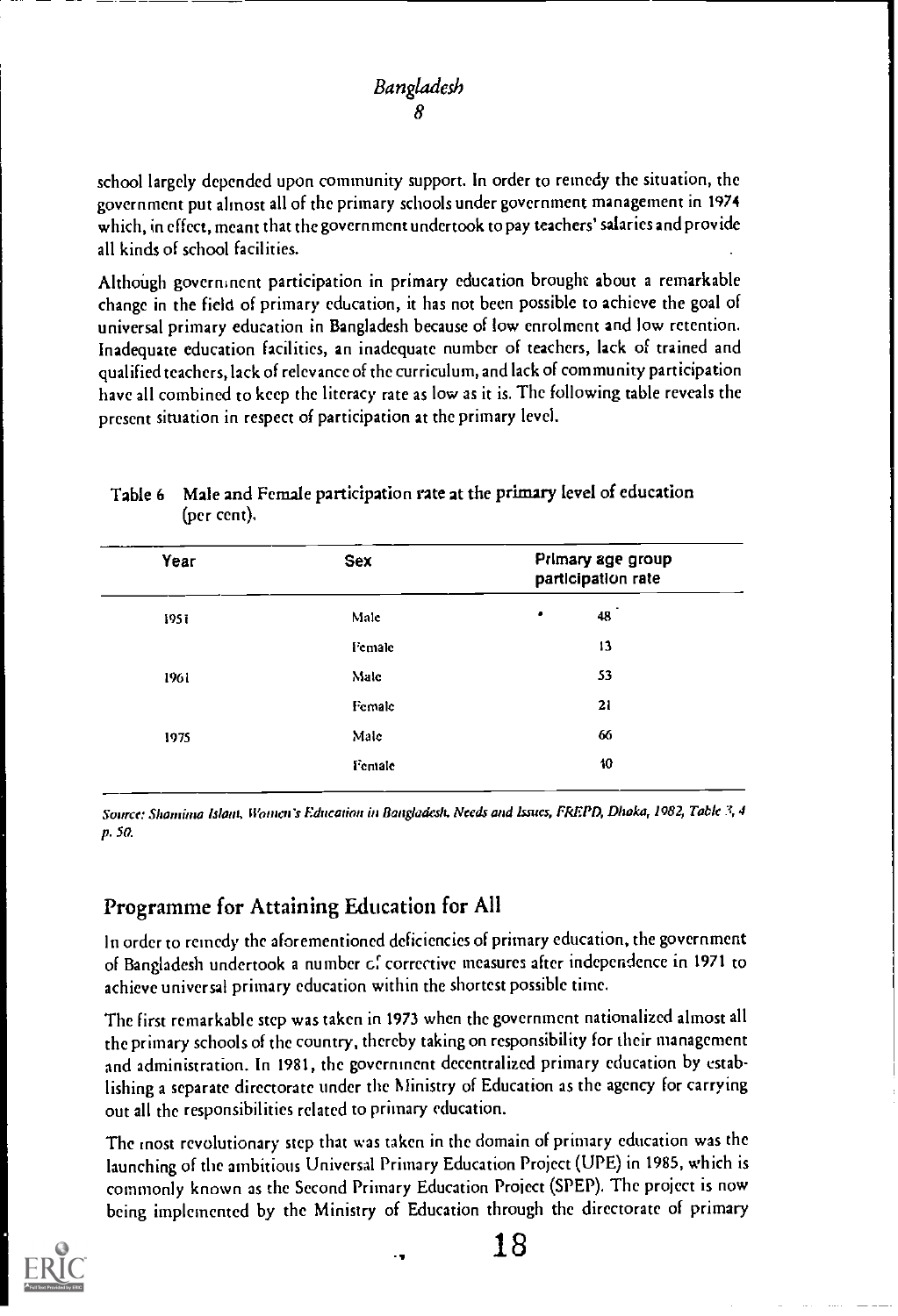school largely depended upon community support. In order to remedy the situation, the government put almost all of the primary schools under government management in 1974 which, in effect, meant that the government undertook to pay teachers' salaries and provide all kinds of school facilities.

Although government participation in primary education brought about a remarkable change in the field of primary education, it has not been possible to achieve the goal of universal primary education in Bangladesh because of low enrolment and low retention. Inadequate education facilities, an inadequate number of teachers, lack of trained and qualified teachers, lack of relevance of the curriculum, and lack of community participation have all combined to keep the literacy rate as low as it is. The following table reveals the present situation in respect of participation at the primary level.

Table 6 Male and Female participation rate at the primary level of education (per cent).

| Year | Sex | Primary age group participation rate |
|---|---|---|
| 1951 | Male | 48 |
| | Female | 13 |
| 1961 | Male | 53 |
| | Female | 21 |
| 1975 | Male | 66 |
| | Female | 40 |

*Source: Shamima Islam, Women's Education in Bangladesh, Needs and Issues, FREPD, Dhaka, 1982, Table 3, 4 p. 50.*

## Programme for Attaining Education for All

In order to remedy the aforementioned deficiencies of primary education, the government of Bangladesh undertook a number of corrective measures after independence in 1971 to achieve universal primary education within the shortest possible time.

The first remarkable step was taken in 1973 when the government nationalized almost all the primary schools of the country, thereby taking on responsibility for their management and administration. In 1981, the government decentralized primary education by establishing a separate directorate under the Ministry of Education as the agency for carrying out all the responsibilities related to primary education.

The most revolutionary step that was taken in the domain of primary education was the launching of the ambitious Universal Primary Education Project (UPE) in 1985, which is commonly known as the Second Primary Education Project (SPEP). The project is now being implemented by the Ministry of Education through the directorate of primary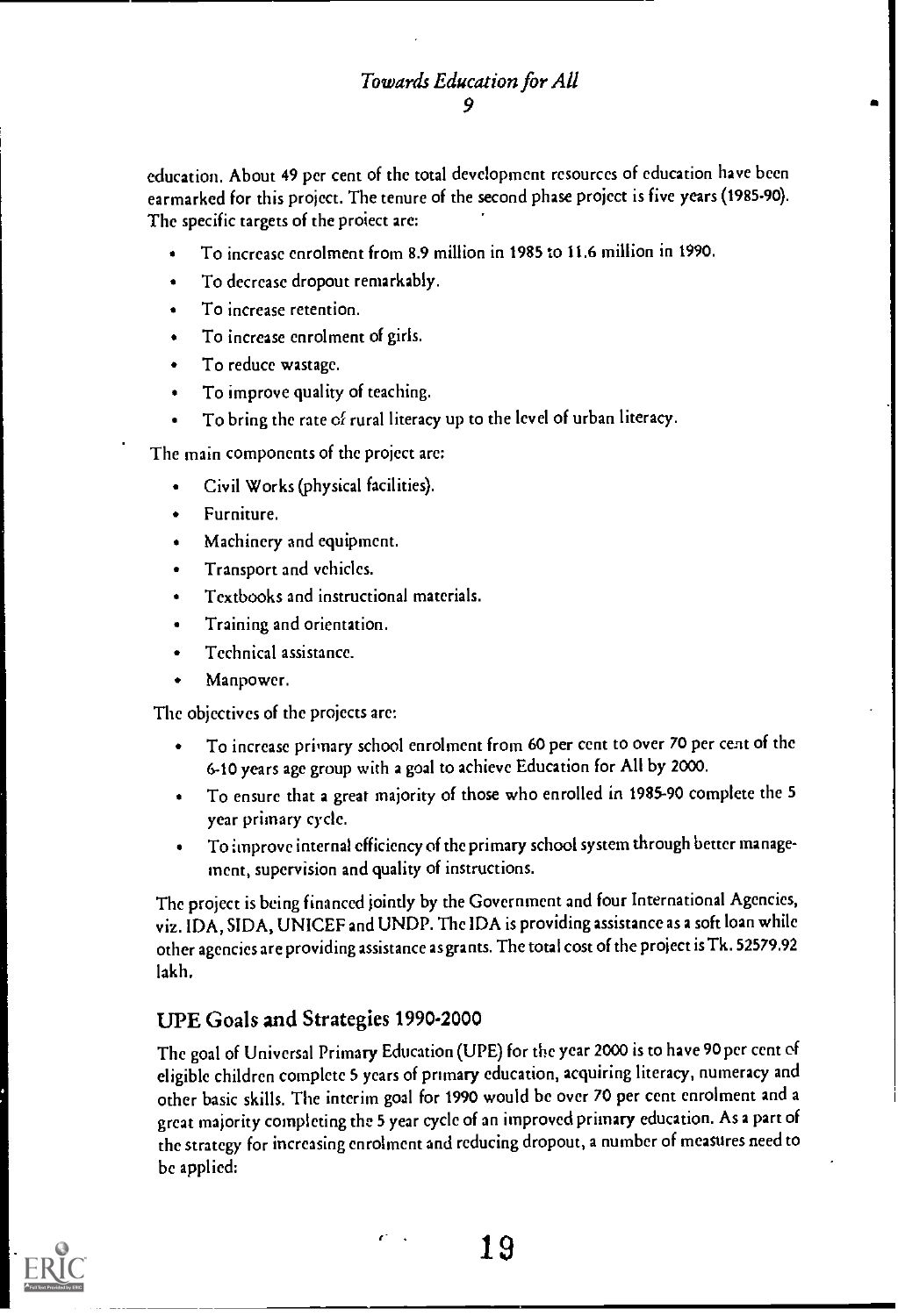education. About 49 per cent of the total development resources of education have been earmarked for this project. The tenure of the second phase project is five years (1985-90). The specific targets of the project are:

- To increase enrolment from 8.9 million in 1985 to 11.6 million in 1990.
- To decrease dropout remarkably.
- To increase retention.
- To increase enrolment of girls.
- To reduce wastage.
- To improve quality of teaching.
- To bring the rate of rural literacy up to the level of urban literacy.

The main components of the project are:

- Civil Works (physical facilities).
- Furniture.
- Machinery and equipment.
- Transport and vehicles.
- Textbooks and instructional materials.
- Training and orientation.
- Technical assistance.
- Manpower.

The objectives of the projects are:

- To increase primary school enrolment from 60 per cent to over 70 per cent of the 6-10 years age group with a goal to achieve Education for All by 2000.
- To ensure that a great majority of those who enrolled in 1985-90 complete the 5 year primary cycle.
- To improve internal efficiency of the primary school system through better management, supervision and quality of instructions.

The project is being financed jointly by the Government and four International Agencies, viz. IDA, SIDA, UNICEF and UNDP. The IDA is providing assistance as a soft loan while other agencies are providing assistance as grants. The total cost of the project is Tk. 52579.92 lakh.

## UPE Goals and Strategies 1990-2000

The goal of Universal Primary Education (UPE) for the year 2000 is to have 90 per cent of eligible children complete 5 years of primary education, acquiring literacy, numeracy and other basic skills. The interim goal for 1990 would be over 70 per cent enrolment and a great majority completing the 5 year cycle of an improved primary education. As a part of the strategy for increasing enrolment and reducing dropout, a number of measures need to be applied: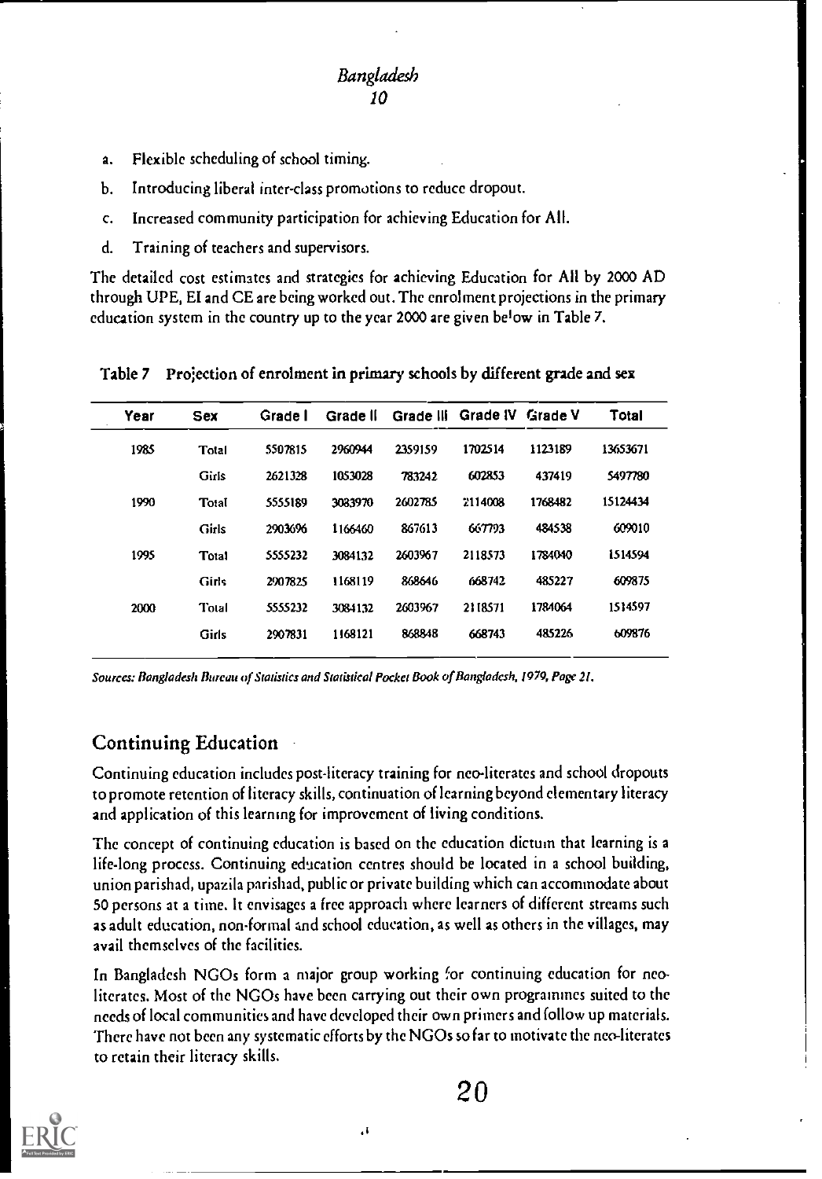a. Flexible scheduling of school timing.

b. Introducing liberal inter-class promotions to reduce dropout.

c. Increased community participation for achieving Education for All.

d. Training of teachers and supervisors.

The detailed cost estimates and strategies for achieving Education for All by 2000 AD through UPE, EI and CE are being worked out. The enrolment projections in the primary education system in the country up to the year 2000 are given below in Table 7.

Table 7 Projection of enrolment in primary schools by different grade and sex

| Year | Sex | Grade I | Grade II | Grade III | Grade IV | Grade V | Total |
|---|---|---|---|---|---|---|---|
| 1985 | Total | 5507815 | 2960944 | 2359159 | 1702514 | 1123189 | 13653671 |
| | Girls | 2621328 | 1053028 | 783242 | 602853 | 437419 | 5497780 |
| 1990 | Total | 5555189 | 3083970 | 2602785 | 2114008 | 1768482 | 15124434 |
| | Girls | 2903696 | 1166460 | 867613 | 667793 | 484538 | 609010 |
| 1995 | Total | 5555232 | 3084132 | 2603967 | 2118573 | 1784040 | 1514594 |
| | Girls | 2907825 | 1168119 | 868646 | 668742 | 485227 | 609875 |
| 2000 | Total | 5555232 | 3084132 | 2603967 | 2118571 | 1784064 | 1514597 |
| | Girls | 2907831 | 1168121 | 868848 | 668743 | 485226 | 609876 |

*Sources: Bangladesh Bureau of Statistics and Statistical Pocket Book of Bangladesh, 1979, Page 21.*

## Continuing Education

Continuing education includes post-literacy training for neo-literates and school dropouts to promote retention of literacy skills, continuation of learning beyond elementary literacy and application of this learning for improvement of living conditions.

The concept of continuing education is based on the education dictum that learning is a life-long process. Continuing education centres should be located in a school building, union parishad, upazila parishad, public or private building which can accommodate about 50 persons at a time. It envisages a free approach where learners of different streams such as adult education, non-formal and school education, as well as others in the villages, may avail themselves of the facilities.

In Bangladesh NGOs form a major group working for continuing education for neo-literates. Most of the NGOs have been carrying out their own programmes suited to the needs of local communities and have developed their own primers and follow up materials. There have not been any systematic efforts by the NGOs so far to motivate the neo-literates to retain their literacy skills.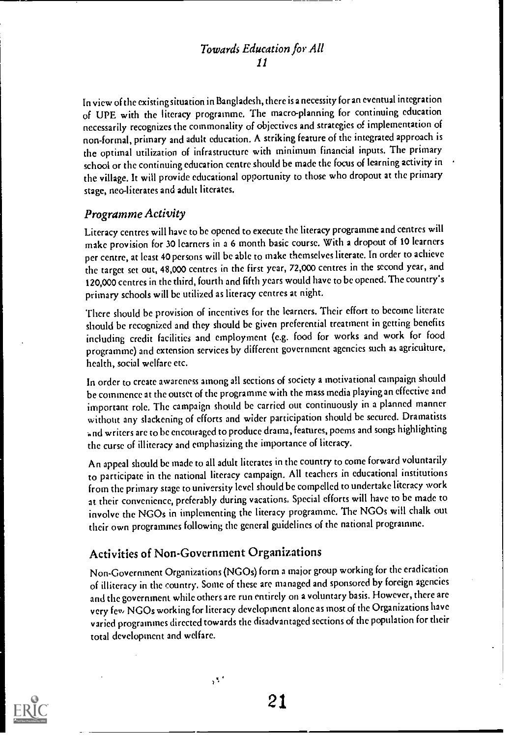In view of the existing situation in Bangladesh, there is a necessity for an eventual integration of UPE with the literacy programme. The macro-planning for continuing education necessarily recognizes the commonality of objectives and strategies of implementation of non-formal, primary and adult education. A striking feature of the integrated approach is the optimal utilization of infrastructure with minimum financial inputs. The primary school or the continuing education centre should be made the focus of learning activity in the village. It will provide educational opportunity to those who dropout at the primary stage, neo-literates and adult literates.

## *Programme Activity*

Literacy centres will have to be opened to execute the literacy programme and centres will make provision for 30 learners in a 6 month basic course. With a dropout of 10 learners per centre, at least 40 persons will be able to make themselves literate. In order to achieve the target set out, 48,000 centres in the first year, 72,000 centres in the second year, and 120,000 centres in the third, fourth and fifth years would have to be opened. The country's primary schools will be utilized as literacy centres at night.

There should be provision of incentives for the learners. Their effort to become literate should be recognized and they should be given preferential treatment in getting benefits including credit facilities and employment (e.g. food for works and work for food programme) and extension services by different government agencies such as agriculture, health, social welfare etc.

In order to create awareness among all sections of society a motivational campaign should be commence at the outset of the programme with the mass media playing an effective and important role. The campaign should be carried out continuously in a planned manner without any slackening of efforts and wider participation should be secured. Dramatists and writers are to be encouraged to produce drama, features, poems and songs highlighting the curse of illiteracy and emphasizing the importance of literacy.

An appeal should be made to all adult literates in the country to come forward voluntarily to participate in the national literacy campaign. All teachers in educational institutions from the primary stage to university level should be compelled to undertake literacy work at their convenience, preferably during vacations. Special efforts will have to be made to involve the NGOs in implementing the literacy programme. The NGOs will chalk out their own programmes following the general guidelines of the national programme.

## Activities of Non-Government Organizations

Non-Government Organizations (NGOs) form a major group working for the eradication of illiteracy in the country. Some of these are managed and sponsored by foreign agencies and the government while others are run entirely on a voluntary basis. However, there are very few NGOs working for literacy development alone as most of the Organizations have varied programmes directed towards the disadvantaged sections of the population for their total development and welfare.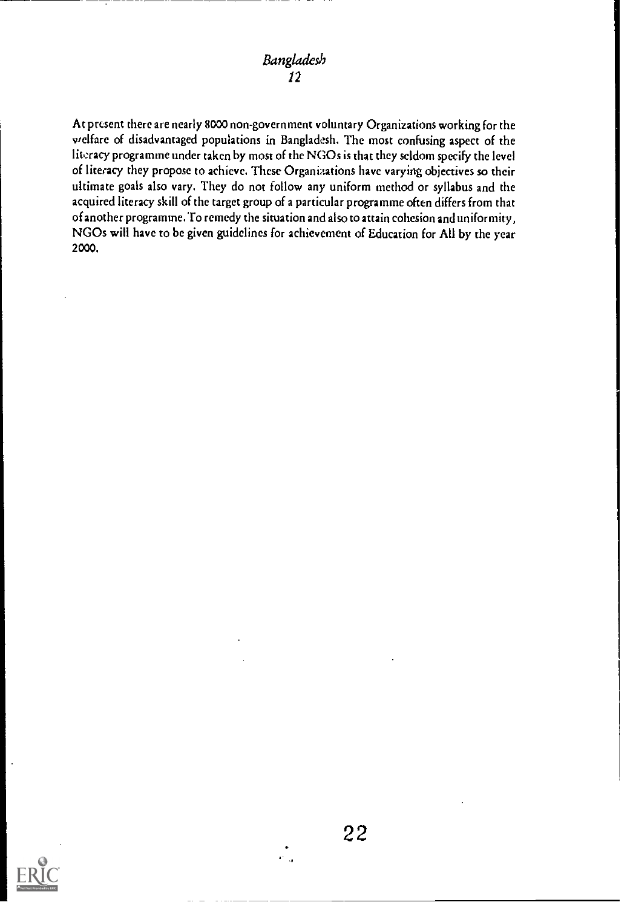At present there are nearly 8000 non-government voluntary Organizations working for the welfare of disadvantaged populations in Bangladesh. The most confusing aspect of the literacy programme under taken by most of the NGOs is that they seldom specify the level of literacy they propose to achieve. These Organizations have varying objectives so their ultimate goals also vary. They do not follow any uniform method or syllabus and the acquired literacy skill of the target group of a particular programme often differs from that of another programme. To remedy the situation and also to attain cohesion and uniformity, NGOs will have to be given guidelines for achievement of Education for All by the year 2000.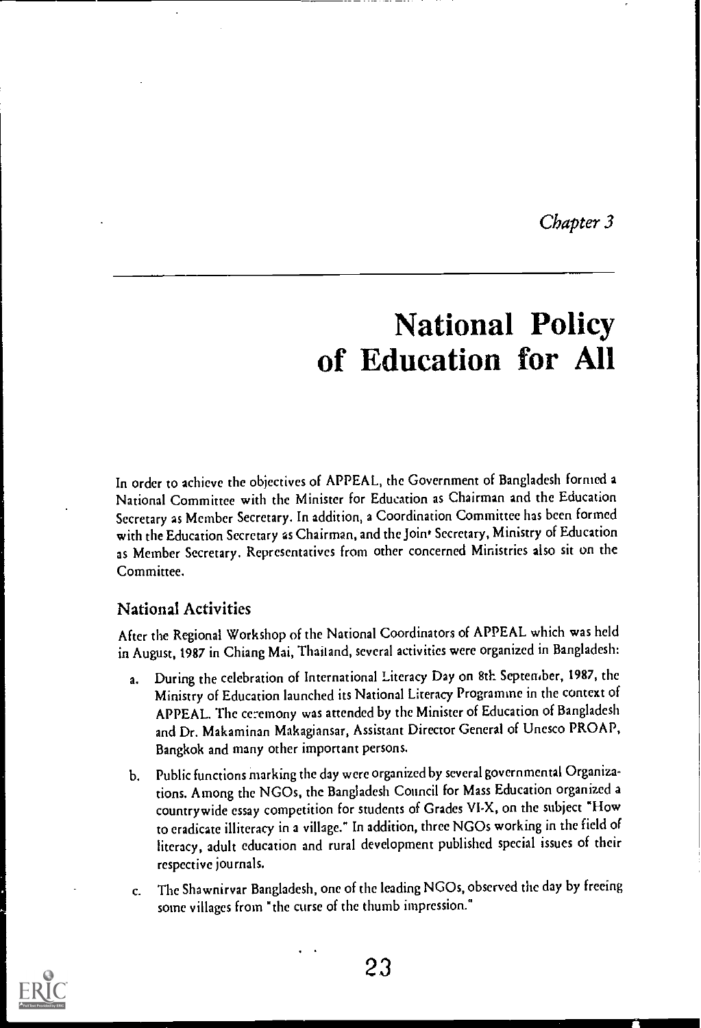*Chapter 3*

# National Policy of Education for All

In order to achieve the objectives of APPEAL, the Government of Bangladesh formed a National Committee with the Minister for Education as Chairman and the Education Secretary as Member Secretary. In addition, a Coordination Committee has been formed with the Education Secretary as Chairman, and the Joint Secretary, Ministry of Education as Member Secretary. Representatives from other concerned Ministries also sit on the Committee.

## National Activities

After the Regional Workshop of the National Coordinators of APPEAL which was held in August, 1987 in Chiang Mai, Thailand, several activities were organized in Bangladesh:

a. During the celebration of International Literacy Day on 8th September, 1987, the Ministry of Education launched its National Literacy Programme in the context of APPEAL. The ceremony was attended by the Minister of Education of Bangladesh and Dr. Makaminan Makagiansar, Assistant Director General of Unesco PROAP, Bangkok and many other important persons.

b. Public functions marking the day were organized by several governmental Organizations. Among the NGOs, the Bangladesh Council for Mass Education organized a countrywide essay competition for students of Grades VI-X, on the subject "How to eradicate illiteracy in a village." In addition, three NGOs working in the field of literacy, adult education and rural development published special issues of their respective journals.

c. The Shawnirvar Bangladesh, one of the leading NGOs, observed the day by freeing some villages from "the curse of the thumb impression."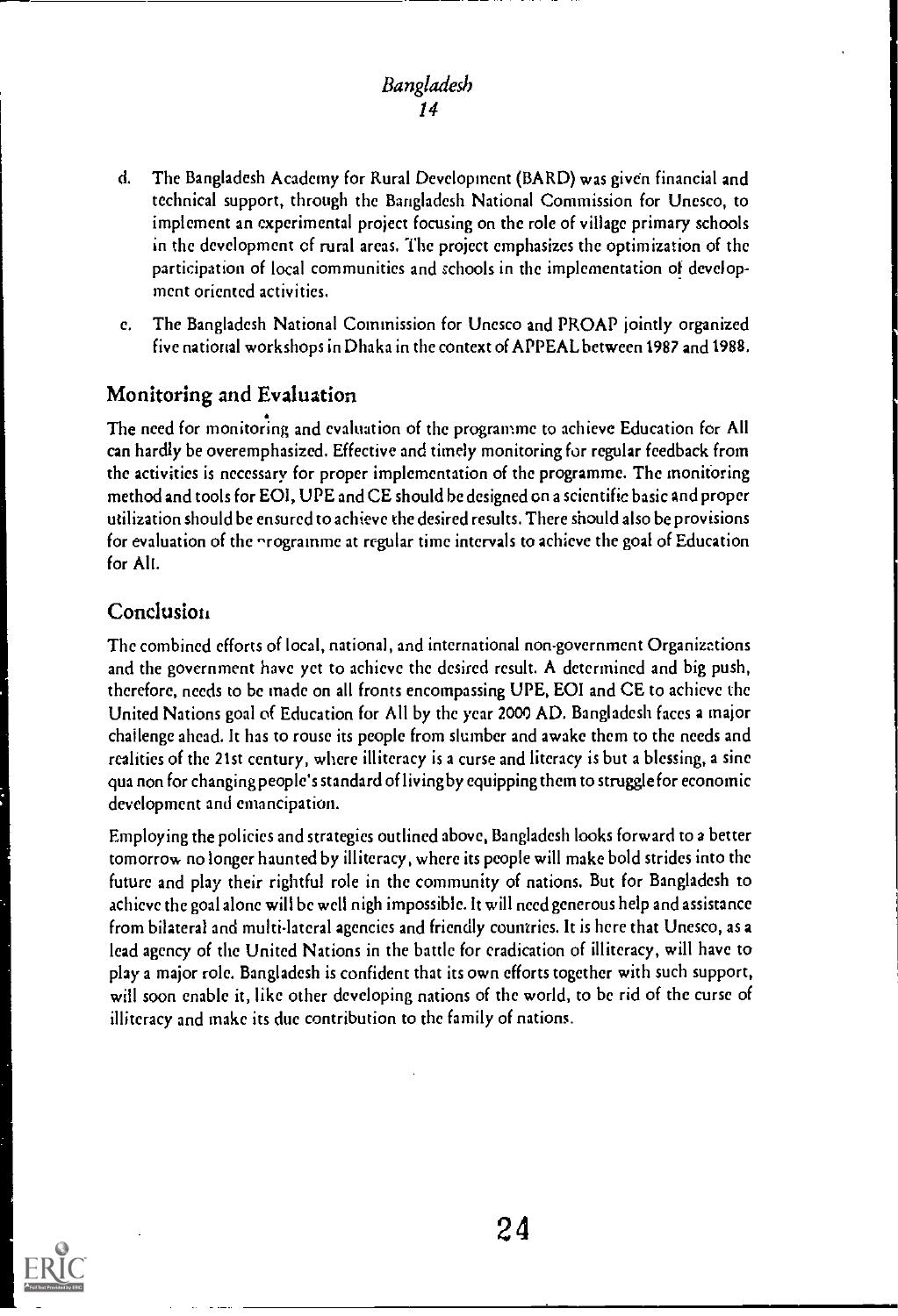d. The Bangladesh Academy for Rural Development (BARD) was given financial and technical support, through the Bangladesh National Commission for Unesco, to implement an experimental project focusing on the role of village primary schools in the development of rural areas. The project emphasizes the optimization of the participation of local communities and schools in the implementation of development oriented activities.

e. The Bangladesh National Commission for Unesco and PROAP jointly organized five national workshops in Dhaka in the context of APPEAL between 1987 and 1988.

## Monitoring and Evaluation

The need for monitoring and evaluation of the programme to achieve Education for All can hardly be overemphasized. Effective and timely monitoring for regular feedback from the activities is necessary for proper implementation of the programme. The monitoring method and tools for EOI, UPE and CE should be designed on a scientific basic and proper utilization should be ensured to achieve the desired results. There should also be provisions for evaluation of the programme at regular time intervals to achieve the goal of Education for All.

## Conclusion

The combined efforts of local, national, and international non-government Organizations and the government have yet to achieve the desired result. A determined and big push, therefore, needs to be made on all fronts encompassing UPE, EOI and CE to achieve the United Nations goal of Education for All by the year 2000 AD. Bangladesh faces a major challenge ahead. It has to rouse its people from slumber and awake them to the needs and realities of the 21st century, where illiteracy is a curse and literacy is but a blessing, a sine qua non for changing people's standard of living by equipping them to struggle for economic development and emancipation.

Employing the policies and strategies outlined above, Bangladesh looks forward to a better tomorrow no longer haunted by illiteracy, where its people will make bold strides into the future and play their rightful role in the community of nations. But for Bangladesh to achieve the goal alone will be well nigh impossible. It will need generous help and assistance from bilateral and multi-lateral agencies and friendly countries. It is here that Unesco, as a lead agency of the United Nations in the battle for eradication of illiteracy, will have to play a major role. Bangladesh is confident that its own efforts together with such support, will soon enable it, like other developing nations of the world, to be rid of the curse of illiteracy and make its due contribution to the family of nations.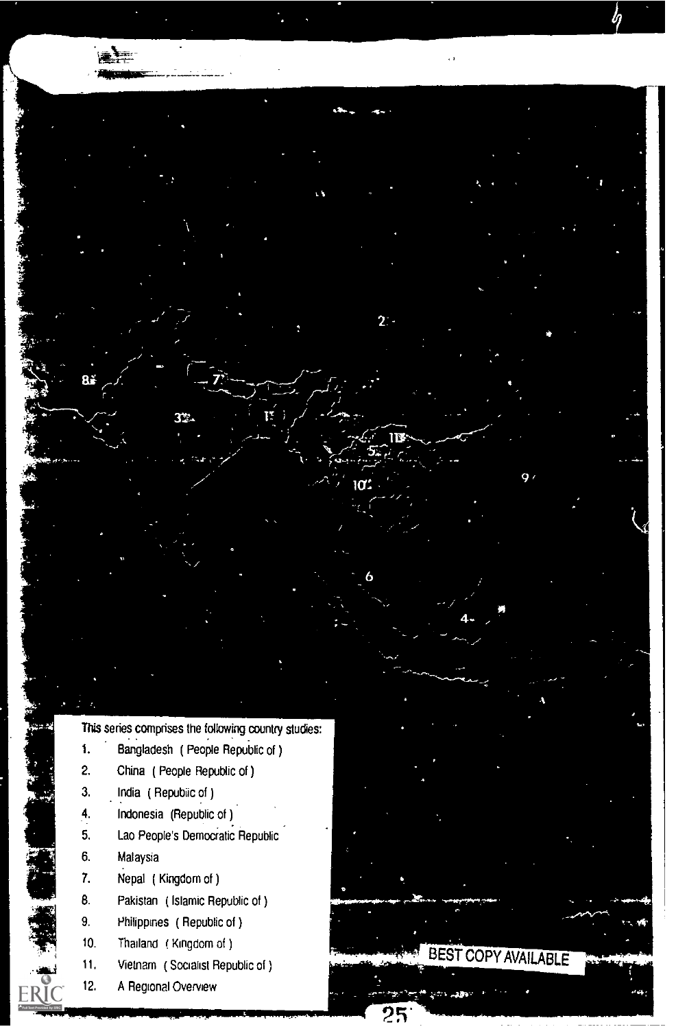This series comprises the following country studies:

1. Bangladesh ( People Republic of )
2. China ( People Republic of )
3. India ( Republic of )
4. Indonesia (Republic of )
5. Lao People's Democratic Republic
6. Malaysia
7. Nepal ( Kingdom of )
8. Pakistan ( Islamic Republic of )
9. Philippines ( Republic of )
10. Thailand ( Kingdom of )
11. Vietnam ( Socialist Republic of )
12. A Regional Overview

BEST COPY AVAILABLE